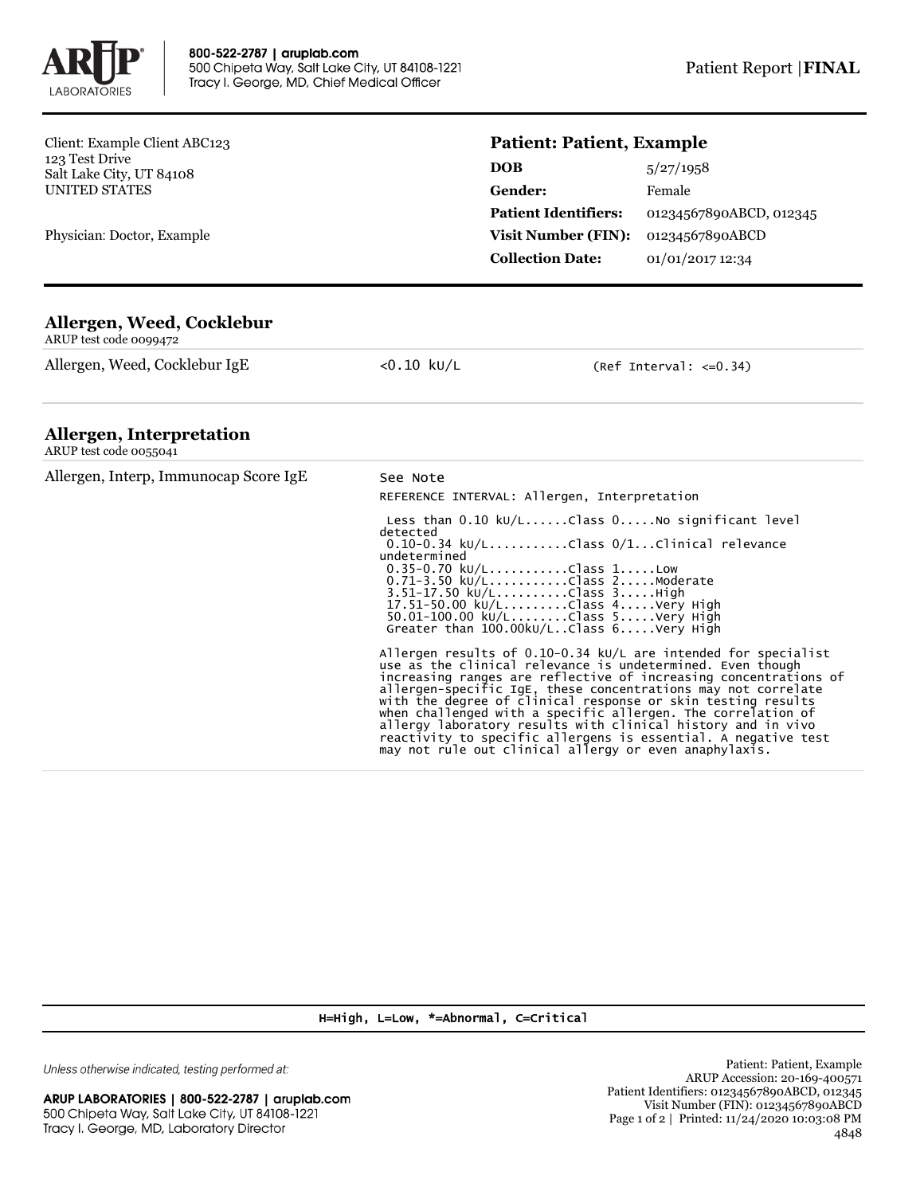800-522-2787 | aruplab.com
500 Chipeta Way, Salt Lake City, UT 84108-1221
Tracy I. George, MD, Chief Medical Officer

Patient Report | **FINAL**

Client: Example Client ABC123
123 Test Drive
Salt Lake City, UT 84108
UNITED STATES

Physician: Doctor, Example

**Patient: Patient, Example**

| | |
|---|---|
| **DOB** | 5/27/1958 |
| **Gender:** | Female |
| **Patient Identifiers:** | 01234567890ABCD, 012345 |
| **Visit Number (FIN):** | 01234567890ABCD |
| **Collection Date:** | 01/01/2017 12:34 |

## Allergen, Weed, Cocklebur

ARUP test code 0099472

| | | |
|---|---|---|
| Allergen, Weed, Cocklebur IgE | <0.10 kU/L | (Ref Interval: <=0.34) |

## Allergen, Interpretation

ARUP test code 0055041

Allergen, Interp, Immunocap Score IgE — See Note

REFERENCE INTERVAL: Allergen, Interpretation

```
 Less than 0.10 kU/L......Class 0.....No significant level detected
 0.10-0.34 kU/L...........Class 0/1...Clinical relevance undetermined
 0.35-0.70 kU/L...........Class 1.....Low
 0.71-3.50 kU/L...........Class 2.....Moderate
 3.51-17.50 kU/L..........Class 3.....High
 17.51-50.00 kU/L.........Class 4.....Very High
 50.01-100.00 kU/L........Class 5.....Very High
 Greater than 100.00kU/L..Class 6.....Very High
```

Allergen results of 0.10-0.34 kU/L are intended for specialist use as the clinical relevance is undetermined. Even though increasing ranges are reflective of increasing concentrations of allergen-specific IgE, these concentrations may not correlate with the degree of clinical response or skin testing results when challenged with a specific allergen. The correlation of allergy laboratory results with clinical history and in vivo reactivity to specific allergens is essential. A negative test may not rule out clinical allergy or even anaphylaxis.

H=High, L=Low, *=Abnormal, C=Critical

Unless otherwise indicated, testing performed at:

ARUP LABORATORIES | 800-522-2787 | aruplab.com
500 Chipeta Way, Salt Lake City, UT 84108-1221
Tracy I. George, MD, Laboratory Director

Patient: Patient, Example
ARUP Accession: 20-169-400571
Patient Identifiers: 01234567890ABCD, 012345
Visit Number (FIN): 01234567890ABCD
Printed: 11/24/2020 10:03:08 PM
4848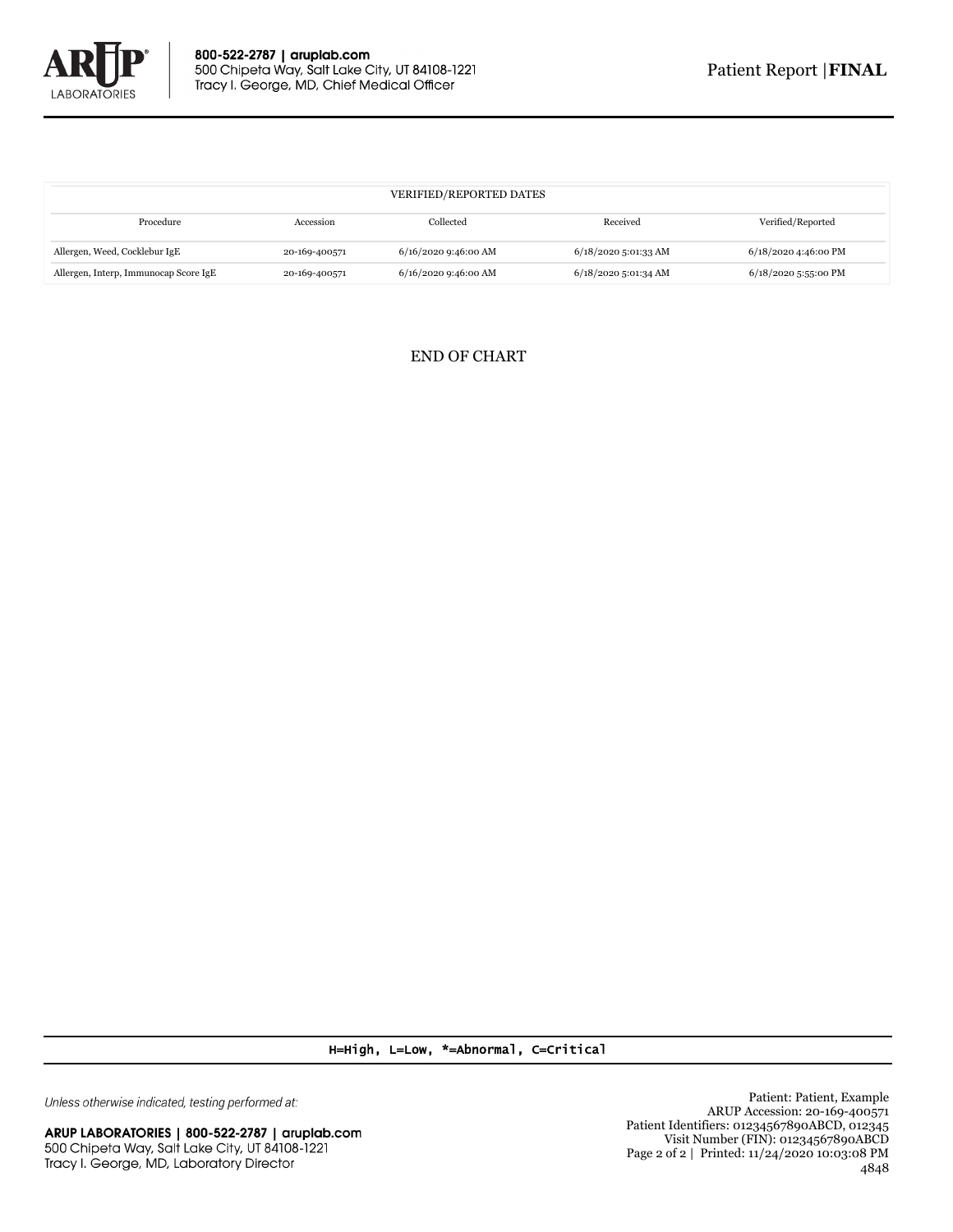## VERIFIED/REPORTED DATES

| Procedure | Accession | Collected | Received | Verified/Reported |
|---|---|---|---|---|
| Allergen, Weed, Cocklebur IgE | 20-169-400571 | 6/16/2020 9:46:00 AM | 6/18/2020 5:01:33 AM | 6/18/2020 4:46:00 PM |
| Allergen, Interp, Immunocap Score IgE | 20-169-400571 | 6/16/2020 9:46:00 AM | 6/18/2020 5:01:34 AM | 6/18/2020 5:55:00 PM |

END OF CHART

H=High, L=Low, *=Abnormal, C=Critical

*Unless otherwise indicated, testing performed at:*

**ARUP LABORATORIES | 800-522-2787 | aruplab.com**
500 Chipeta Way, Salt Lake City, UT 84108-1221
Tracy I. George, MD, Laboratory Director

Patient: Patient, Example
ARUP Accession: 20-169-400571
Patient Identifiers: 01234567890ABCD, 012345
Visit Number (FIN): 01234567890ABCD
Printed: 11/24/2020 10:03:08 PM
4848